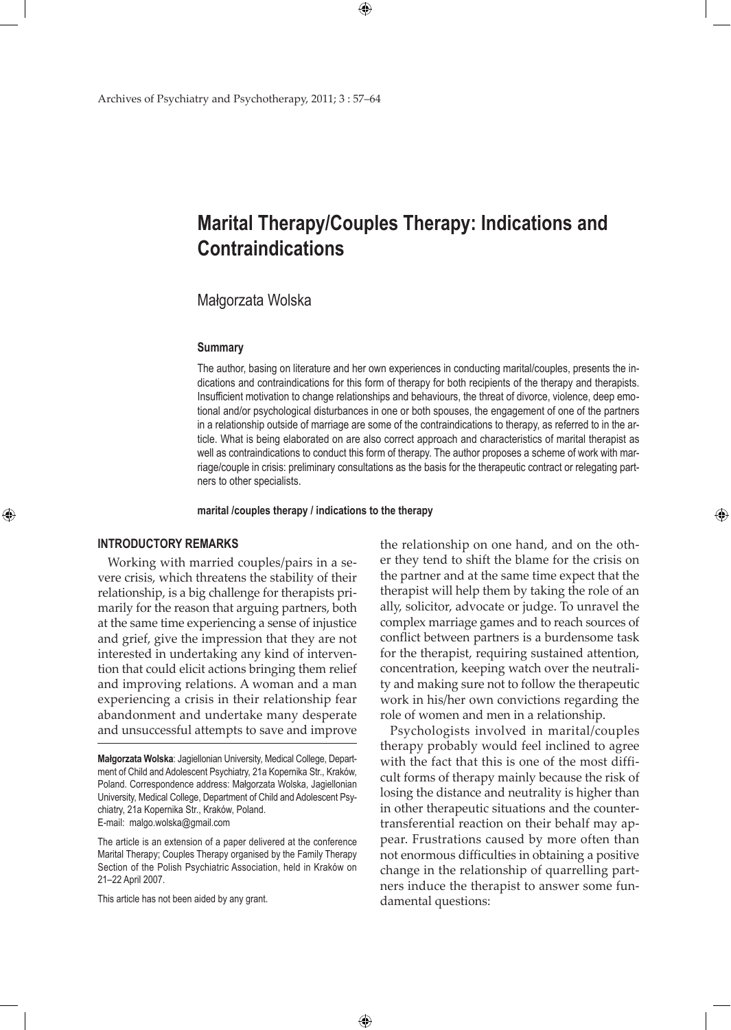# Marital Therapy/Couples Therapy: Indications and Contraindications

Małgorzata Wolska

## Summary

The author, basing on literature and her own experiences in conducting marital/couples, presents the indications and contraindications for this form of therapy for both recipients of the therapy and therapists. Insufficient motivation to change relationships and behaviours, the threat of divorce, violence, deep emotional and/or psychological disturbances in one or both spouses, the engagement of one of the partners in a relationship outside of marriage are some of the contraindications to therapy, as referred to in the article. What is being elaborated on are also correct approach and characteristics of marital therapist as well as contraindications to conduct this form of therapy. The author proposes a scheme of work with marriage/couple in crisis: preliminary consultations as the basis for the therapeutic contract or relegating partners to other specialists.

**marital /couples therapy / indications to the therapy**

## INTRODUCTORY REMARKS

Working with married couples/pairs in a severe crisis, which threatens the stability of their relationship, is a big challenge for therapists primarily for the reason that arguing partners, both at the same time experiencing a sense of injustice and grief, give the impression that they are not interested in undertaking any kind of intervention that could elicit actions bringing them relief and improving relations. A woman and a man experiencing a crisis in their relationship fear abandonment and undertake many desperate and unsuccessful attempts to save and improve the relationship on one hand, and on the other they tend to shift the blame for the crisis on the partner and at the same time expect that the therapist will help them by taking the role of an ally, solicitor, advocate or judge. To unravel the complex marriage games and to reach sources of conflict between partners is a burdensome task for the therapist, requiring sustained attention, concentration, keeping watch over the neutrality and making sure not to follow the therapeutic work in his/her own convictions regarding the role of women and men in a relationship.

Psychologists involved in marital/couples therapy probably would feel inclined to agree with the fact that this is one of the most difficult forms of therapy mainly because the risk of losing the distance and neutrality is higher than in other therapeutic situations and the countertransferential reaction on their behalf may appear. Frustrations caused by more often than not enormous difficulties in obtaining a positive change in the relationship of quarrelling partners induce the therapist to answer some fundamental questions:

---

**Małgorzata Wolska**: Jagiellonian University, Medical College, Department of Child and Adolescent Psychiatry, 21a Kopernika Str., Kraków, Poland. Correspondence address: Małgorzata Wolska, Jagiellonian University, Medical College, Department of Child and Adolescent Psychiatry, 21a Kopernika Str., Kraków, Poland.
E-mail: malgo.wolska@gmail.com

The article is an extension of a paper delivered at the conference Marital Therapy; Couples Therapy organised by the Family Therapy Section of the Polish Psychiatric Association, held in Kraków on 21–22 April 2007.

This article has not been aided by any grant.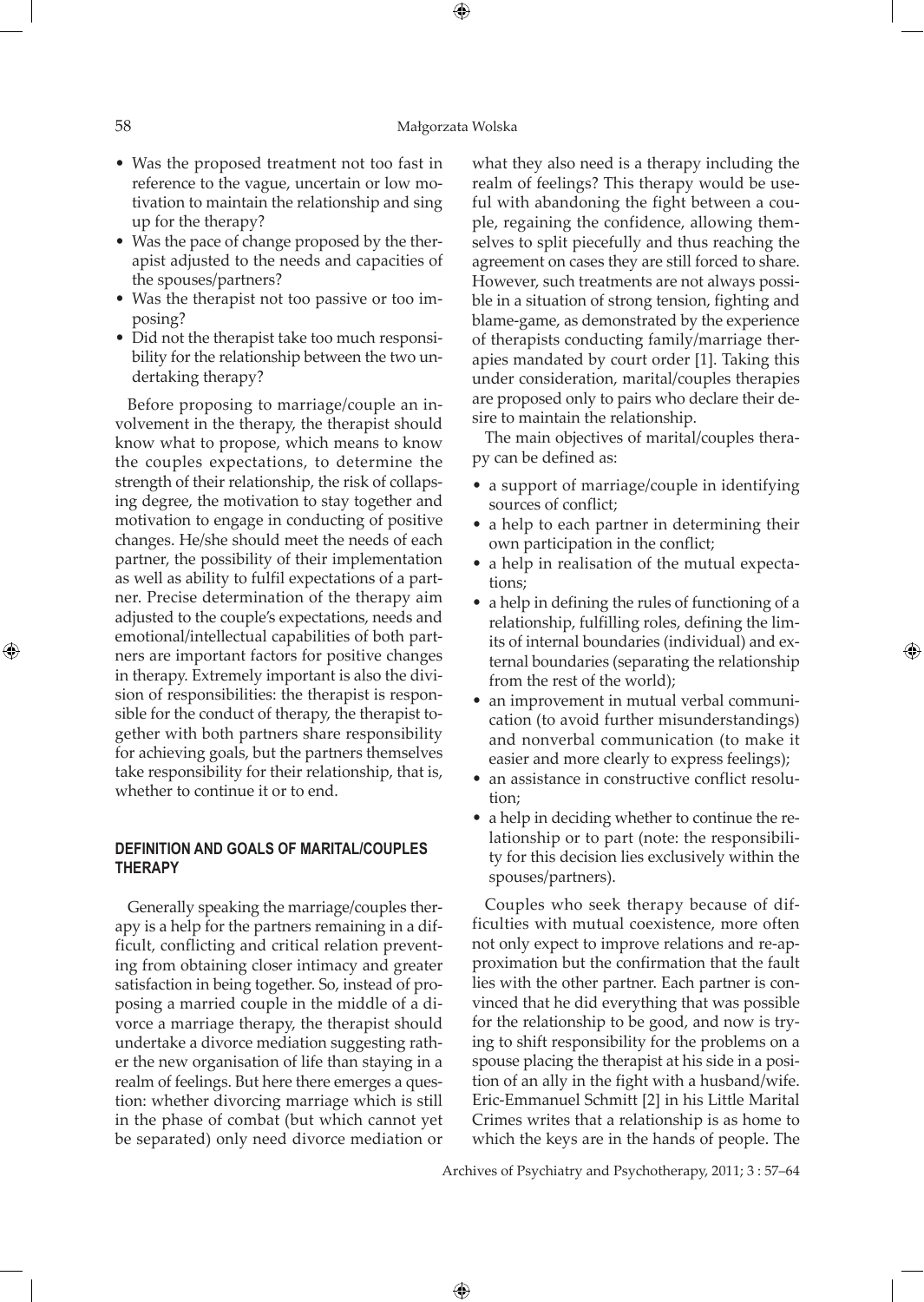- Was the proposed treatment not too fast in reference to the vague, uncertain or low motivation to maintain the relationship and sing up for the therapy?
- Was the pace of change proposed by the therapist adjusted to the needs and capacities of the spouses/partners?
- Was the therapist not too passive or too imposing?
- Did not the therapist take too much responsibility for the relationship between the two undertaking therapy?

Before proposing to marriage/couple an involvement in the therapy, the therapist should know what to propose, which means to know the couples expectations, to determine the strength of their relationship, the risk of collapsing degree, the motivation to stay together and motivation to engage in conducting of positive changes. He/she should meet the needs of each partner, the possibility of their implementation as well as ability to fulfil expectations of a partner. Precise determination of the therapy aim adjusted to the couple's expectations, needs and emotional/intellectual capabilities of both partners are important factors for positive changes in therapy. Extremely important is also the division of responsibilities: the therapist is responsible for the conduct of therapy, the therapist together with both partners share responsibility for achieving goals, but the partners themselves take responsibility for their relationship, that is, whether to continue it or to end.

## DEFINITION AND GOALS OF MARITAL/COUPLES THERAPY

Generally speaking the marriage/couples therapy is a help for the partners remaining in a difficult, conflicting and critical relation preventing from obtaining closer intimacy and greater satisfaction in being together. So, instead of proposing a married couple in the middle of a divorce a marriage therapy, the therapist should undertake a divorce mediation suggesting rather the new organisation of life than staying in a realm of feelings. But here there emerges a question: whether divorcing marriage which is still in the phase of combat (but which cannot yet be separated) only need divorce mediation or what they also need is a therapy including the realm of feelings? This therapy would be useful with abandoning the fight between a couple, regaining the confidence, allowing themselves to split piecefully and thus reaching the agreement on cases they are still forced to share. However, such treatments are not always possible in a situation of strong tension, fighting and blame-game, as demonstrated by the experience of therapists conducting family/marriage therapies mandated by court order [1]. Taking this under consideration, marital/couples therapies are proposed only to pairs who declare their desire to maintain the relationship.

The main objectives of marital/couples therapy can be defined as:

- a support of marriage/couple in identifying sources of conflict;
- a help to each partner in determining their own participation in the conflict;
- a help in realisation of the mutual expectations;
- a help in defining the rules of functioning of a relationship, fulfilling roles, defining the limits of internal boundaries (individual) and external boundaries (separating the relationship from the rest of the world);
- an improvement in mutual verbal communication (to avoid further misunderstandings) and nonverbal communication (to make it easier and more clearly to express feelings);
- an assistance in constructive conflict resolution;
- a help in deciding whether to continue the relationship or to part (note: the responsibility for this decision lies exclusively within the spouses/partners).

Couples who seek therapy because of difficulties with mutual coexistence, more often not only expect to improve relations and re-approximation but the confirmation that the fault lies with the other partner. Each partner is convinced that he did everything that was possible for the relationship to be good, and now is trying to shift responsibility for the problems on a spouse placing the therapist at his side in a position of an ally in the fight with a husband/wife. Eric-Emmanuel Schmitt [2] in his Little Marital Crimes writes that a relationship is as home to which the keys are in the hands of people. The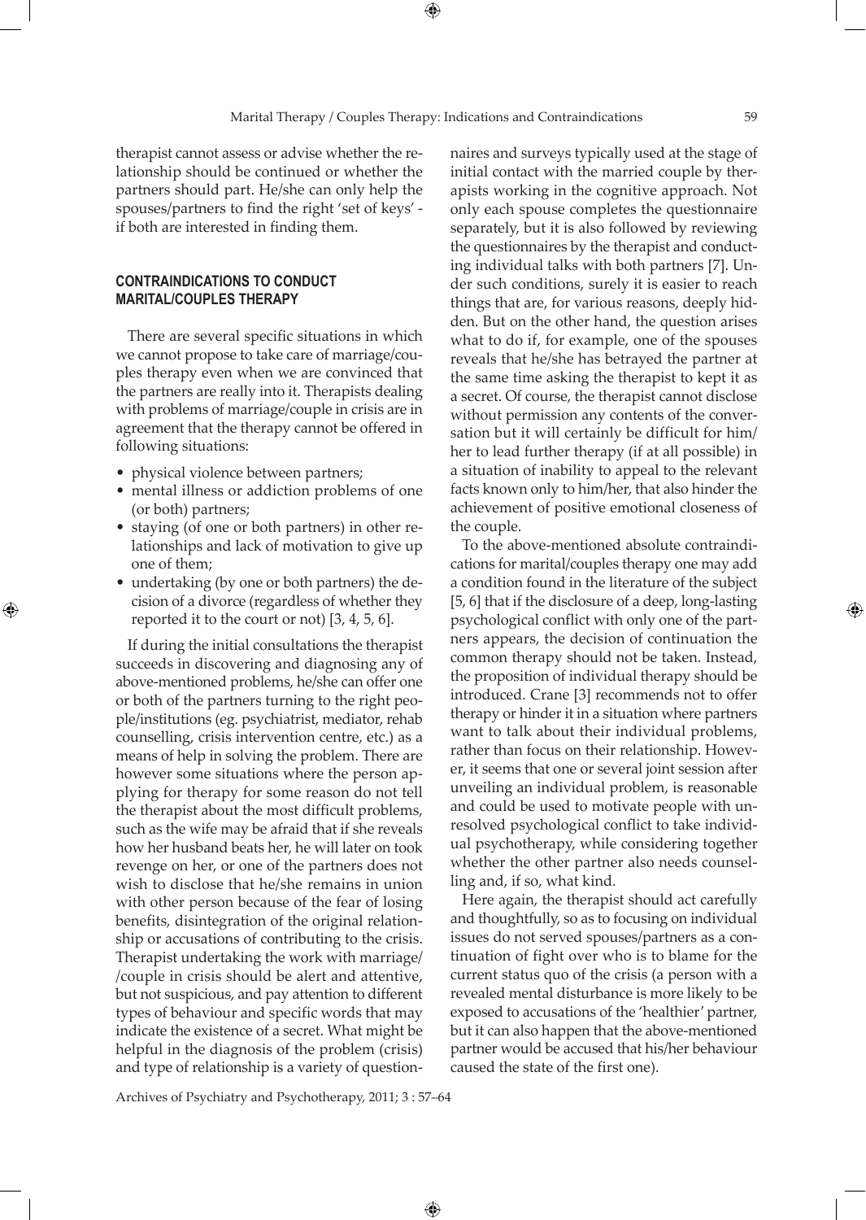therapist cannot assess or advise whether the relationship should be continued or whether the partners should part. He/she can only help the spouses/partners to find the right 'set of keys' - if both are interested in finding them.

## CONTRAINDICATIONS TO CONDUCT MARITAL/COUPLES THERAPY

There are several specific situations in which we cannot propose to take care of marriage/couples therapy even when we are convinced that the partners are really into it. Therapists dealing with problems of marriage/couple in crisis are in agreement that the therapy cannot be offered in following situations:

- physical violence between partners;
- mental illness or addiction problems of one (or both) partners;
- staying (of one or both partners) in other relationships and lack of motivation to give up one of them;
- undertaking (by one or both partners) the decision of a divorce (regardless of whether they reported it to the court or not) [3, 4, 5, 6].

If during the initial consultations the therapist succeeds in discovering and diagnosing any of above-mentioned problems, he/she can offer one or both of the partners turning to the right people/institutions (eg. psychiatrist, mediator, rehab counselling, crisis intervention centre, etc.) as a means of help in solving the problem. There are however some situations where the person applying for therapy for some reason do not tell the therapist about the most difficult problems, such as the wife may be afraid that if she reveals how her husband beats her, he will later on took revenge on her, or one of the partners does not wish to disclose that he/she remains in union with other person because of the fear of losing benefits, disintegration of the original relationship or accusations of contributing to the crisis. Therapist undertaking the work with marriage/ /couple in crisis should be alert and attentive, but not suspicious, and pay attention to different types of behaviour and specific words that may indicate the existence of a secret. What might be helpful in the diagnosis of the problem (crisis) and type of relationship is a variety of questionnaires and surveys typically used at the stage of initial contact with the married couple by therapists working in the cognitive approach. Not only each spouse completes the questionnaire separately, but it is also followed by reviewing the questionnaires by the therapist and conducting individual talks with both partners [7]. Under such conditions, surely it is easier to reach things that are, for various reasons, deeply hidden. But on the other hand, the question arises what to do if, for example, one of the spouses reveals that he/she has betrayed the partner at the same time asking the therapist to kept it as a secret. Of course, the therapist cannot disclose without permission any contents of the conversation but it will certainly be difficult for him/ her to lead further therapy (if at all possible) in a situation of inability to appeal to the relevant facts known only to him/her, that also hinder the achievement of positive emotional closeness of the couple.

To the above-mentioned absolute contraindications for marital/couples therapy one may add a condition found in the literature of the subject [5, 6] that if the disclosure of a deep, long-lasting psychological conflict with only one of the partners appears, the decision of continuation the common therapy should not be taken. Instead, the proposition of individual therapy should be introduced. Crane [3] recommends not to offer therapy or hinder it in a situation where partners want to talk about their individual problems, rather than focus on their relationship. However, it seems that one or several joint session after unveiling an individual problem, is reasonable and could be used to motivate people with unresolved psychological conflict to take individual psychotherapy, while considering together whether the other partner also needs counselling and, if so, what kind.

Here again, the therapist should act carefully and thoughtfully, so as to focusing on individual issues do not served spouses/partners as a continuation of fight over who is to blame for the current status quo of the crisis (a person with a revealed mental disturbance is more likely to be exposed to accusations of the 'healthier' partner, but it can also happen that the above-mentioned partner would be accused that his/her behaviour caused the state of the first one).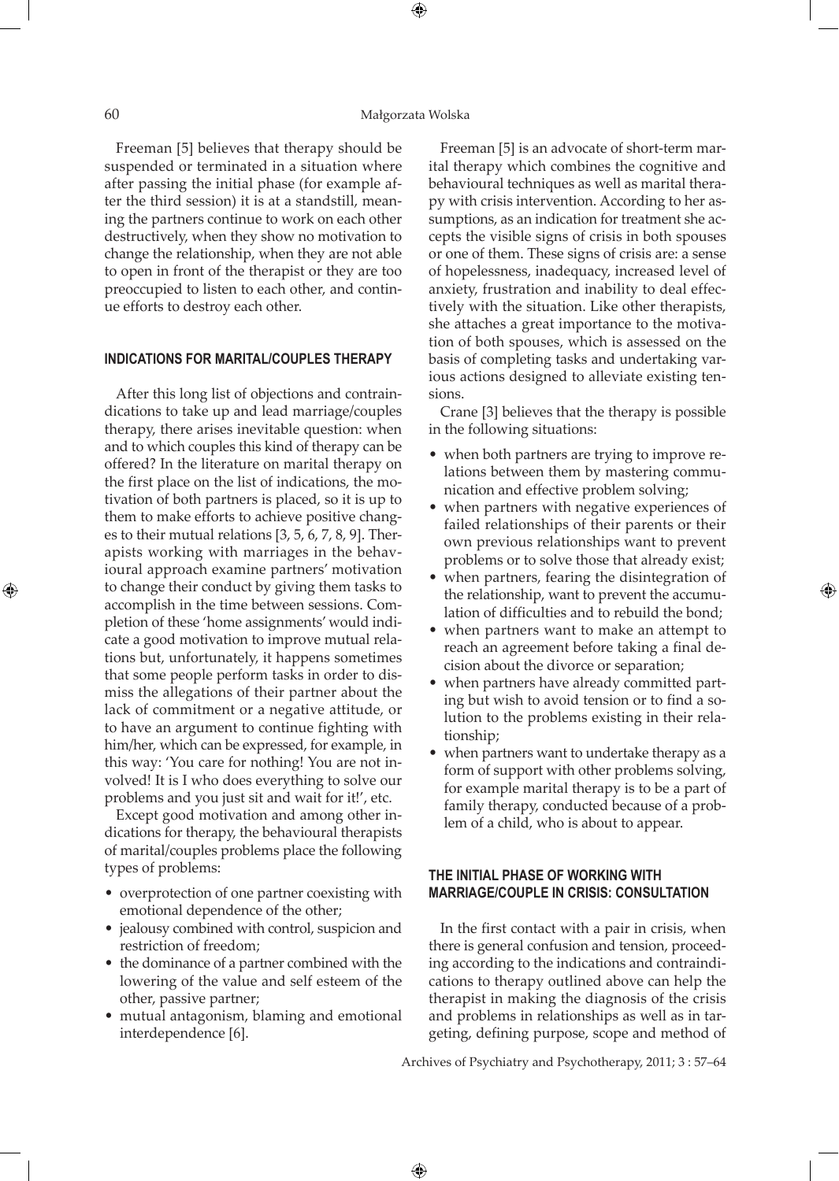Freeman [5] believes that therapy should be suspended or terminated in a situation where after passing the initial phase (for example after the third session) it is at a standstill, meaning the partners continue to work on each other destructively, when they show no motivation to change the relationship, when they are not able to open in front of the therapist or they are too preoccupied to listen to each other, and continue efforts to destroy each other.

## INDICATIONS FOR MARITAL/COUPLES THERAPY

After this long list of objections and contraindications to take up and lead marriage/couples therapy, there arises inevitable question: when and to which couples this kind of therapy can be offered? In the literature on marital therapy on the first place on the list of indications, the motivation of both partners is placed, so it is up to them to make efforts to achieve positive changes to their mutual relations [3, 5, 6, 7, 8, 9]. Therapists working with marriages in the behavioural approach examine partners' motivation to change their conduct by giving them tasks to accomplish in the time between sessions. Completion of these 'home assignments' would indicate a good motivation to improve mutual relations but, unfortunately, it happens sometimes that some people perform tasks in order to dismiss the allegations of their partner about the lack of commitment or a negative attitude, or to have an argument to continue fighting with him/her, which can be expressed, for example, in this way: 'You care for nothing! You are not involved! It is I who does everything to solve our problems and you just sit and wait for it!', etc.

Except good motivation and among other indications for therapy, the behavioural therapists of marital/couples problems place the following types of problems:

- overprotection of one partner coexisting with emotional dependence of the other;
- jealousy combined with control, suspicion and restriction of freedom;
- the dominance of a partner combined with the lowering of the value and self esteem of the other, passive partner;
- mutual antagonism, blaming and emotional interdependence [6].

Freeman [5] is an advocate of short-term marital therapy which combines the cognitive and behavioural techniques as well as marital therapy with crisis intervention. According to her assumptions, as an indication for treatment she accepts the visible signs of crisis in both spouses or one of them. These signs of crisis are: a sense of hopelessness, inadequacy, increased level of anxiety, frustration and inability to deal effectively with the situation. Like other therapists, she attaches a great importance to the motivation of both spouses, which is assessed on the basis of completing tasks and undertaking various actions designed to alleviate existing tensions.

Crane [3] believes that the therapy is possible in the following situations:

- when both partners are trying to improve relations between them by mastering communication and effective problem solving;
- when partners with negative experiences of failed relationships of their parents or their own previous relationships want to prevent problems or to solve those that already exist;
- when partners, fearing the disintegration of the relationship, want to prevent the accumulation of difficulties and to rebuild the bond;
- when partners want to make an attempt to reach an agreement before taking a final decision about the divorce or separation;
- when partners have already committed parting but wish to avoid tension or to find a solution to the problems existing in their relationship;
- when partners want to undertake therapy as a form of support with other problems solving, for example marital therapy is to be a part of family therapy, conducted because of a problem of a child, who is about to appear.

## THE INITIAL PHASE OF WORKING WITH MARRIAGE/COUPLE IN CRISIS: CONSULTATION

In the first contact with a pair in crisis, when there is general confusion and tension, proceeding according to the indications and contraindications to therapy outlined above can help the therapist in making the diagnosis of the crisis and problems in relationships as well as in targeting, defining purpose, scope and method of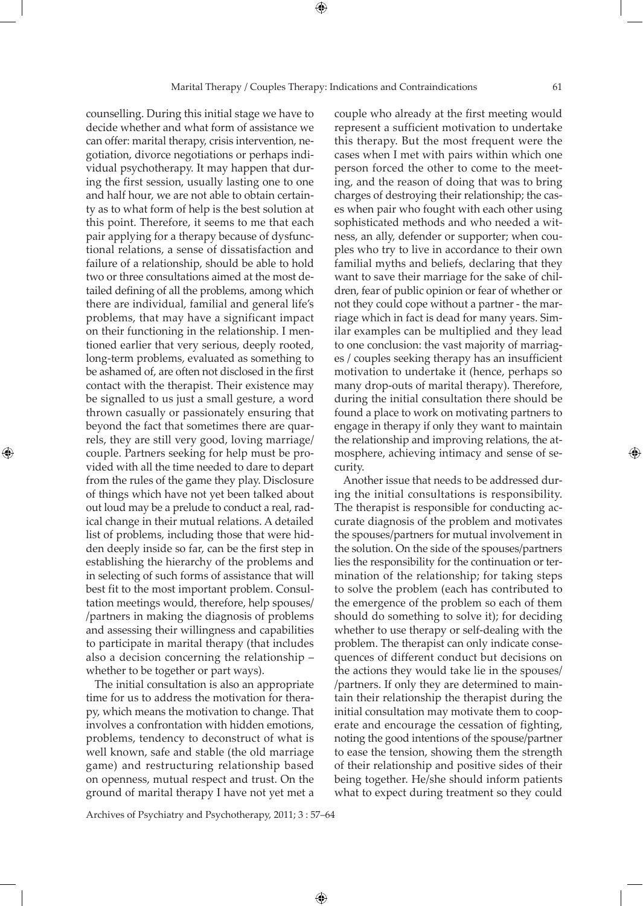counselling. During this initial stage we have to decide whether and what form of assistance we can offer: marital therapy, crisis intervention, negotiation, divorce negotiations or perhaps individual psychotherapy. It may happen that during the first session, usually lasting one to one and half hour, we are not able to obtain certainty as to what form of help is the best solution at this point. Therefore, it seems to me that each pair applying for a therapy because of dysfunctional relations, a sense of dissatisfaction and failure of a relationship, should be able to hold two or three consultations aimed at the most detailed defining of all the problems, among which there are individual, familial and general life's problems, that may have a significant impact on their functioning in the relationship. I mentioned earlier that very serious, deeply rooted, long-term problems, evaluated as something to be ashamed of, are often not disclosed in the first contact with the therapist. Their existence may be signalled to us just a small gesture, a word thrown casually or passionately ensuring that beyond the fact that sometimes there are quarrels, they are still very good, loving marriage/couple. Partners seeking for help must be provided with all the time needed to dare to depart from the rules of the game they play. Disclosure of things which have not yet been talked about out loud may be a prelude to conduct a real, radical change in their mutual relations. A detailed list of problems, including those that were hidden deeply inside so far, can be the first step in establishing the hierarchy of the problems and in selecting of such forms of assistance that will best fit to the most important problem. Consultation meetings would, therefore, help spouses/partners in making the diagnosis of problems and assessing their willingness and capabilities to participate in marital therapy (that includes also a decision concerning the relationship – whether to be together or part ways).

The initial consultation is also an appropriate time for us to address the motivation for therapy, which means the motivation to change. That involves a confrontation with hidden emotions, problems, tendency to deconstruct of what is well known, safe and stable (the old marriage game) and restructuring relationship based on openness, mutual respect and trust. On the ground of marital therapy I have not yet met a couple who already at the first meeting would represent a sufficient motivation to undertake this therapy. But the most frequent were the cases when I met with pairs within which one person forced the other to come to the meeting, and the reason of doing that was to bring charges of destroying their relationship; the cases when pair who fought with each other using sophisticated methods and who needed a witness, an ally, defender or supporter; when couples who try to live in accordance to their own familial myths and beliefs, declaring that they want to save their marriage for the sake of children, fear of public opinion or fear of whether or not they could cope without a partner - the marriage which in fact is dead for many years. Similar examples can be multiplied and they lead to one conclusion: the vast majority of marriages / couples seeking therapy has an insufficient motivation to undertake it (hence, perhaps so many drop-outs of marital therapy). Therefore, during the initial consultation there should be found a place to work on motivating partners to engage in therapy if only they want to maintain the relationship and improving relations, the atmosphere, achieving intimacy and sense of security.

Another issue that needs to be addressed during the initial consultations is responsibility. The therapist is responsible for conducting accurate diagnosis of the problem and motivates the spouses/partners for mutual involvement in the solution. On the side of the spouses/partners lies the responsibility for the continuation or termination of the relationship; for taking steps to solve the problem (each has contributed to the emergence of the problem so each of them should do something to solve it); for deciding whether to use therapy or self-dealing with the problem. The therapist can only indicate consequences of different conduct but decisions on the actions they would take lie in the spouses/partners. If only they are determined to maintain their relationship the therapist during the initial consultation may motivate them to cooperate and encourage the cessation of fighting, noting the good intentions of the spouse/partner to ease the tension, showing them the strength of their relationship and positive sides of their being together. He/she should inform patients what to expect during treatment so they could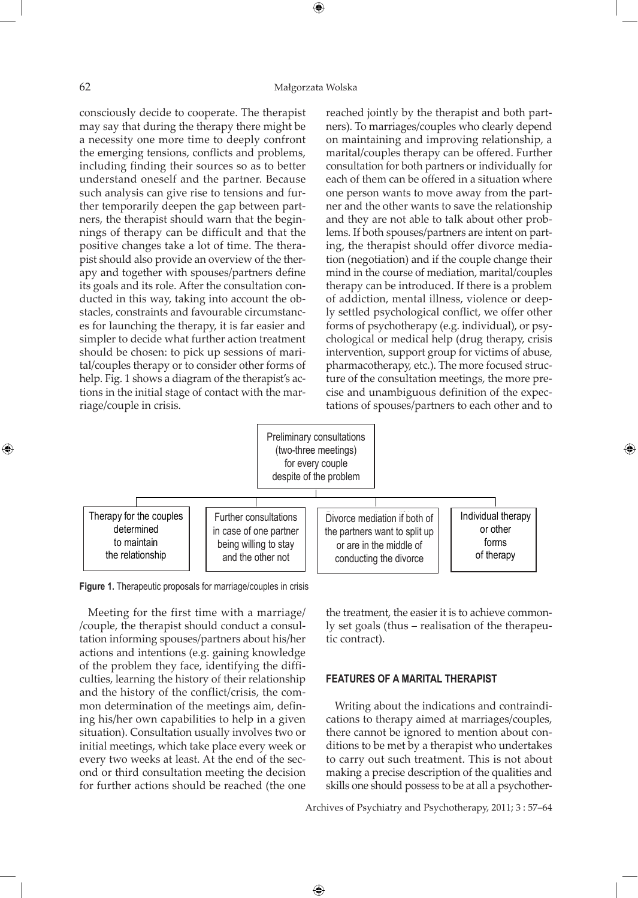consciously decide to cooperate. The therapist may say that during the therapy there might be a necessity one more time to deeply confront the emerging tensions, conflicts and problems, including finding their sources so as to better understand oneself and the partner. Because such analysis can give rise to tensions and further temporarily deepen the gap between partners, the therapist should warn that the beginnings of therapy can be difficult and that the positive changes take a lot of time. The therapist should also provide an overview of the therapy and together with spouses/partners define its goals and its role. After the consultation conducted in this way, taking into account the obstacles, constraints and favourable circumstances for launching the therapy, it is far easier and simpler to decide what further action treatment should be chosen: to pick up sessions of marital/couples therapy or to consider other forms of help. Fig. 1 shows a diagram of the therapist's actions in the initial stage of contact with the marriage/couple in crisis.

Meeting for the first time with a marriage/ /couple, the therapist should conduct a consultation informing spouses/partners about his/her actions and intentions (e.g. gaining knowledge of the problem they face, identifying the difficulties, learning the history of their relationship and the history of the conflict/crisis, the common determination of the meetings aim, defining his/her own capabilities to help in a given situation). Consultation usually involves two or initial meetings, which take place every week or every two weeks at least. At the end of the second or third consultation meeting the decision for further actions should be reached (the one reached jointly by the therapist and both partners). To marriages/couples who clearly depend on maintaining and improving relationship, a marital/couples therapy can be offered. Further consultation for both partners or individually for each of them can be offered in a situation where one person wants to move away from the partner and the other wants to save the relationship and they are not able to talk about other problems. If both spouses/partners are intent on parting, the therapist should offer divorce mediation (negotiation) and if the couple change their mind in the course of mediation, marital/couples therapy can be introduced. If there is a problem of addiction, mental illness, violence or deeply settled psychological conflict, we offer other forms of psychotherapy (e.g. individual), or psychological or medical help (drug therapy, crisis intervention, support group for victims of abuse, pharmacotherapy, etc.). The more focused structure of the consultation meetings, the more precise and unambiguous definition of the expectations of spouses/partners to each other and to the treatment, the easier it is to achieve commonly set goals (thus – realisation of the therapeutic contract).

Preliminary consultations (two-three meetings) for every couple despite of the problem

- Therapy for the couples determined to maintain the relationship
- Further consultations in case of one partner being willing to stay and the other not
- Divorce mediation if both of the partners want to split up or are in the middle of conducting the divorce
- Individual therapy or other forms of therapy

**Figure 1.** Therapeutic proposals for marriage/couples in crisis

## FEATURES OF A MARITAL THERAPIST

Writing about the indications and contraindications to therapy aimed at marriages/couples, there cannot be ignored to mention about conditions to be met by a therapist who undertakes to carry out such treatment. This is not about making a precise description of the qualities and skills one should possess to be at all a psychother-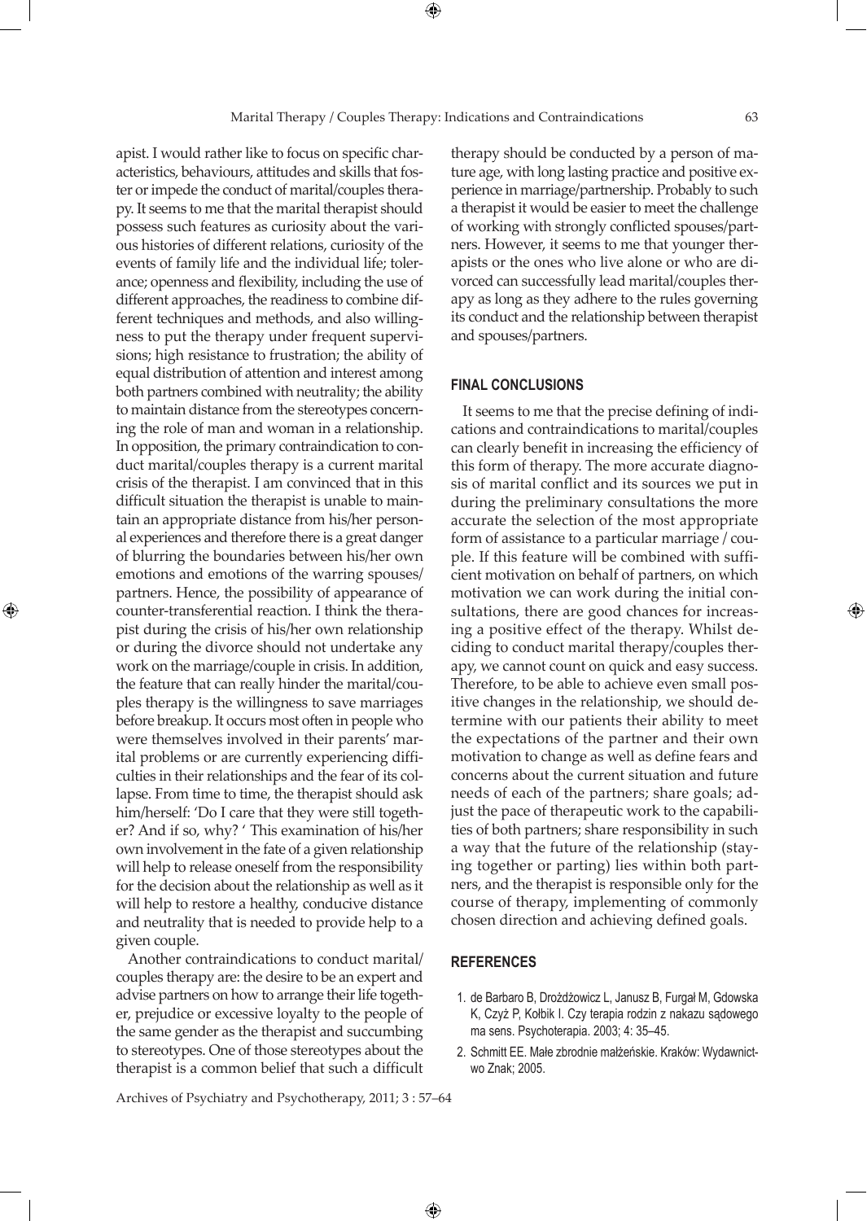apist. I would rather like to focus on specific characteristics, behaviours, attitudes and skills that foster or impede the conduct of marital/couples therapy. It seems to me that the marital therapist should possess such features as curiosity about the various histories of different relations, curiosity of the events of family life and the individual life; tolerance; openness and flexibility, including the use of different approaches, the readiness to combine different techniques and methods, and also willingness to put the therapy under frequent supervisions; high resistance to frustration; the ability of equal distribution of attention and interest among both partners combined with neutrality; the ability to maintain distance from the stereotypes concerning the role of man and woman in a relationship. In opposition, the primary contraindication to conduct marital/couples therapy is a current marital crisis of the therapist. I am convinced that in this difficult situation the therapist is unable to maintain an appropriate distance from his/her personal experiences and therefore there is a great danger of blurring the boundaries between his/her own emotions and emotions of the warring spouses/partners. Hence, the possibility of appearance of counter-transferential reaction. I think the therapist during the crisis of his/her own relationship or during the divorce should not undertake any work on the marriage/couple in crisis. In addition, the feature that can really hinder the marital/couples therapy is the willingness to save marriages before breakup. It occurs most often in people who were themselves involved in their parents' marital problems or are currently experiencing difficulties in their relationships and the fear of its collapse. From time to time, the therapist should ask him/herself: 'Do I care that they were still together? And if so, why? ' This examination of his/her own involvement in the fate of a given relationship will help to release oneself from the responsibility for the decision about the relationship as well as it will help to restore a healthy, conducive distance and neutrality that is needed to provide help to a given couple.

Another contraindications to conduct marital/couples therapy are: the desire to be an expert and advise partners on how to arrange their life together, prejudice or excessive loyalty to the people of the same gender as the therapist and succumbing to stereotypes. One of those stereotypes about the therapist is a common belief that such a difficult therapy should be conducted by a person of mature age, with long lasting practice and positive experience in marriage/partnership. Probably to such a therapist it would be easier to meet the challenge of working with strongly conflicted spouses/partners. However, it seems to me that younger therapists or the ones who live alone or who are divorced can successfully lead marital/couples therapy as long as they adhere to the rules governing its conduct and the relationship between therapist and spouses/partners.

## FINAL CONCLUSIONS

It seems to me that the precise defining of indications and contraindications to marital/couples can clearly benefit in increasing the efficiency of this form of therapy. The more accurate diagnosis of marital conflict and its sources we put in during the preliminary consultations the more accurate the selection of the most appropriate form of assistance to a particular marriage / couple. If this feature will be combined with sufficient motivation on behalf of partners, on which motivation we can work during the initial consultations, there are good chances for increasing a positive effect of the therapy. Whilst deciding to conduct marital therapy/couples therapy, we cannot count on quick and easy success. Therefore, to be able to achieve even small positive changes in the relationship, we should determine with our patients their ability to meet the expectations of the partner and their own motivation to change as well as define fears and concerns about the current situation and future needs of each of the partners; share goals; adjust the pace of therapeutic work to the capabilities of both partners; share responsibility in such a way that the future of the relationship (staying together or parting) lies within both partners, and the therapist is responsible only for the course of therapy, implementing of commonly chosen direction and achieving defined goals.

## REFERENCES

1. de Barbaro B, Drożdżowicz L, Janusz B, Furgał M, Gdowska K, Czyż P, Kołbik I. Czy terapia rodzin z nakazu sądowego ma sens. Psychoterapia. 2003; 4: 35–45.
2. Schmitt EE. Małe zbrodnie małżeńskie. Kraków: Wydawnictwo Znak; 2005.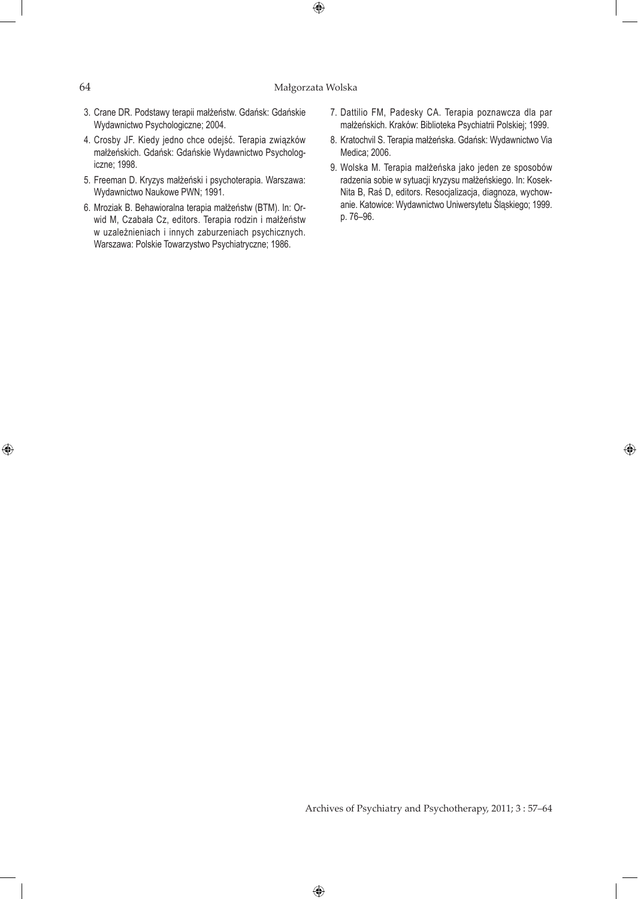3. Crane DR. Podstawy terapii małżeństw. Gdańsk: Gdańskie Wydawnictwo Psychologiczne; 2004.
4. Crosby JF. Kiedy jedno chce odejść. Terapia związków małżeńskich. Gdańsk: Gdańskie Wydawnictwo Psychologiczne; 1998.
5. Freeman D. Kryzys małżeński i psychoterapia. Warszawa: Wydawnictwo Naukowe PWN; 1991.
6. Mroziak B. Behawioralna terapia małżeństw (BTM). In: Orwid M, Czabała Cz, editors. Terapia rodzin i małżeństw w uzależnieniach i innych zaburzeniach psychicznych. Warszawa: Polskie Towarzystwo Psychiatryczne; 1986.
7. Dattilio FM, Padesky CA. Terapia poznawcza dla par małżeńskich. Kraków: Biblioteka Psychiatrii Polskiej; 1999.
8. Kratochvil S. Terapia małżeńska. Gdańsk: Wydawnictwo Via Medica; 2006.
9. Wolska M. Terapia małżeńska jako jeden ze sposobów radzenia sobie w sytuacji kryzysu małżeńskiego. In: Kosek-Nita B, Raś D, editors. Resocjalizacja, diagnoza, wychowanie. Katowice: Wydawnictwo Uniwersytetu Śląskiego; 1999. p. 76–96.